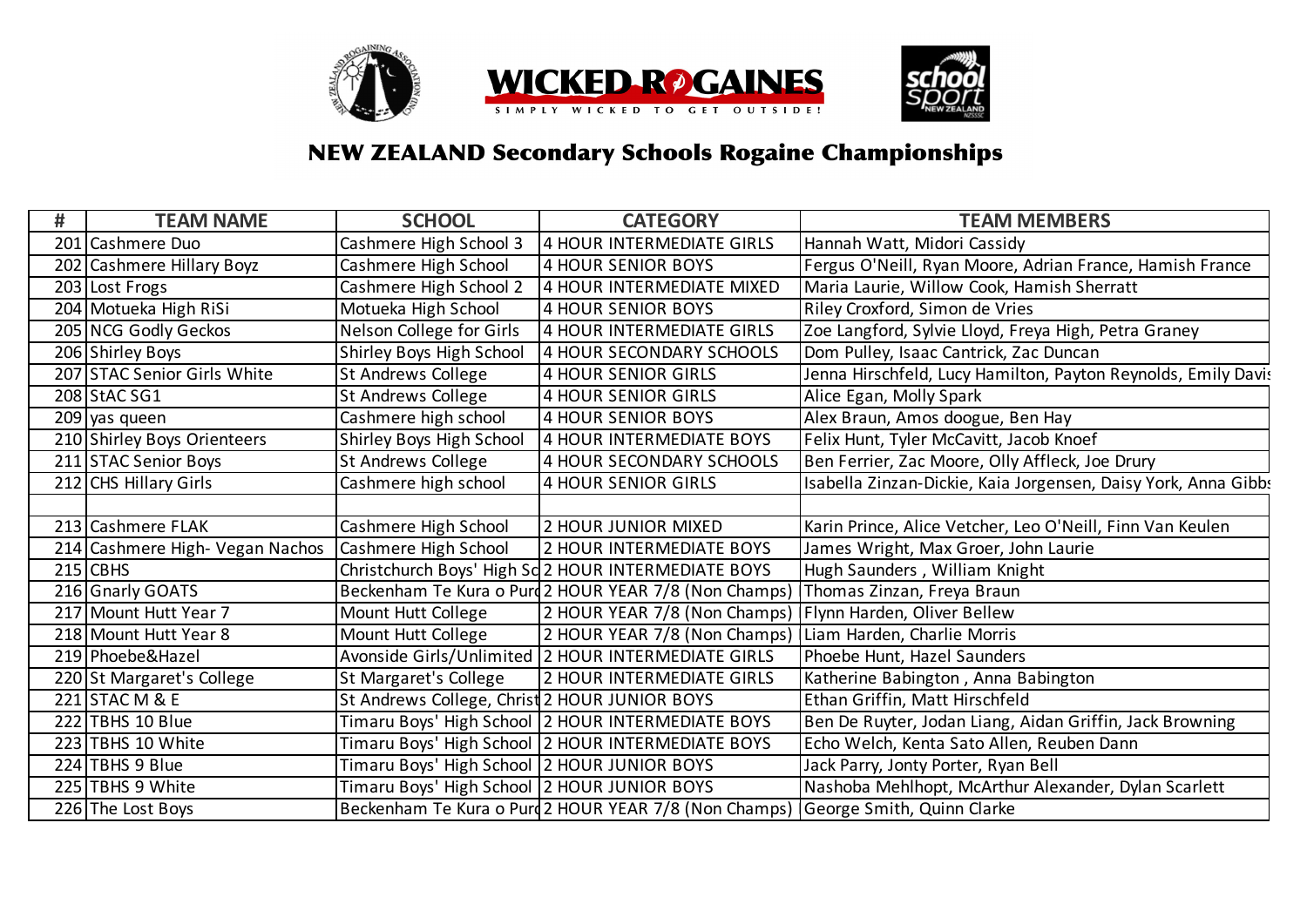# NEW ZEALAND Secondary Schools Rogaine Championships

| # | TEAM NAME | SCHOOL | CATEGORY | TEAM MEMBERS |
|---|---|---|---|---|
| 201 | Cashmere Duo | Cashmere High School 3 | 4 HOUR INTERMEDIATE GIRLS | Hannah Watt, Midori Cassidy |
| 202 | Cashmere Hillary Boyz | Cashmere High School | 4 HOUR SENIOR BOYS | Fergus O'Neill, Ryan Moore, Adrian France, Hamish France |
| 203 | Lost Frogs | Cashmere High School 2 | 4 HOUR INTERMEDIATE MIXED | Maria Laurie, Willow Cook, Hamish Sherratt |
| 204 | Motueka High RiSi | Motueka High School | 4 HOUR SENIOR BOYS | Riley Croxford, Simon de Vries |
| 205 | NCG Godly Geckos | Nelson College for Girls | 4 HOUR INTERMEDIATE GIRLS | Zoe Langford, Sylvie Lloyd, Freya High, Petra Graney |
| 206 | Shirley Boys | Shirley Boys High School | 4 HOUR SECONDARY SCHOOLS | Dom Pulley, Isaac Cantrick, Zac Duncan |
| 207 | STAC Senior Girls White | St Andrews College | 4 HOUR SENIOR GIRLS | Jenna Hirschfeld, Lucy Hamilton, Payton Reynolds, Emily Davis |
| 208 | StAC SG1 | St Andrews College | 4 HOUR SENIOR GIRLS | Alice Egan, Molly Spark |
| 209 | yas queen | Cashmere high school | 4 HOUR SENIOR BOYS | Alex Braun, Amos doogue, Ben Hay |
| 210 | Shirley Boys Orienteers | Shirley Boys High School | 4 HOUR INTERMEDIATE BOYS | Felix Hunt, Tyler McCavitt, Jacob Knoef |
| 211 | STAC Senior Boys | St Andrews College | 4 HOUR SECONDARY SCHOOLS | Ben Ferrier, Zac Moore, Olly Affleck, Joe Drury |
| 212 | CHS Hillary Girls | Cashmere high school | 4 HOUR SENIOR GIRLS | Isabella Zinzan-Dickie, Kaia Jorgensen, Daisy York, Anna Gibbs |
| | | | | |
| 213 | Cashmere FLAK | Cashmere High School | 2 HOUR JUNIOR MIXED | Karin Prince, Alice Vetcher, Leo O'Neill, Finn Van Keulen |
| 214 | Cashmere High- Vegan Nachos | Cashmere High School | 2 HOUR INTERMEDIATE BOYS | James Wright, Max Groer, John Laurie |
| 215 | CBHS | Christchurch Boys' High Sc | 2 HOUR INTERMEDIATE BOYS | Hugh Saunders , William Knight |
| 216 | Gnarly GOATS | Beckenham Te Kura o Puro | 2 HOUR YEAR 7/8 (Non Champs) | Thomas Zinzan, Freya Braun |
| 217 | Mount Hutt Year 7 | Mount Hutt College | 2 HOUR YEAR 7/8 (Non Champs) | Flynn Harden, Oliver Bellew |
| 218 | Mount Hutt Year 8 | Mount Hutt College | 2 HOUR YEAR 7/8 (Non Champs) | Liam Harden, Charlie Morris |
| 219 | Phoebe&Hazel | Avonside Girls/Unlimited | 2 HOUR INTERMEDIATE GIRLS | Phoebe Hunt, Hazel Saunders |
| 220 | St Margaret's College | St Margaret's College | 2 HOUR INTERMEDIATE GIRLS | Katherine Babington , Anna Babington |
| 221 | STAC M & E | St Andrews College, Christ | 2 HOUR JUNIOR BOYS | Ethan Griffin, Matt Hirschfeld |
| 222 | TBHS 10 Blue | Timaru Boys' High School | 2 HOUR INTERMEDIATE BOYS | Ben De Ruyter, Jodan Liang, Aidan Griffin, Jack Browning |
| 223 | TBHS 10 White | Timaru Boys' High School | 2 HOUR INTERMEDIATE BOYS | Echo Welch, Kenta Sato Allen, Reuben Dann |
| 224 | TBHS 9 Blue | Timaru Boys' High School | 2 HOUR JUNIOR BOYS | Jack Parry, Jonty Porter, Ryan Bell |
| 225 | TBHS 9 White | Timaru Boys' High School | 2 HOUR JUNIOR BOYS | Nashoba Mehlhopt, McArthur Alexander, Dylan Scarlett |
| 226 | The Lost Boys | Beckenham Te Kura o Puro | 2 HOUR YEAR 7/8 (Non Champs) | George Smith, Quinn Clarke |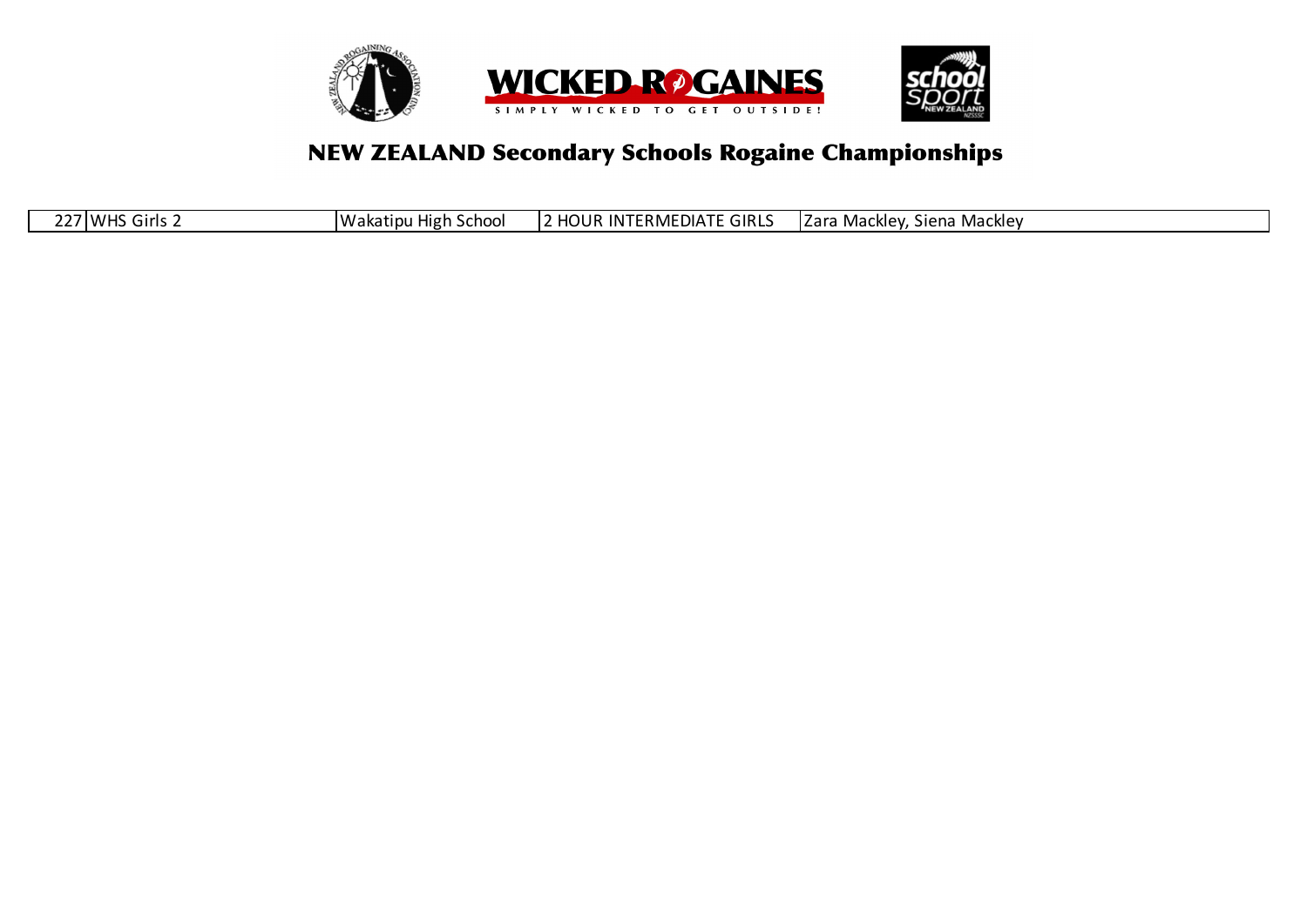WICKED ROGAINES

SIMPLY WICKED TO GET OUTSIDE!

# NEW ZEALAND Secondary Schools Rogaine Championships

| | | | | |
|---|---|---|---|---|
| 227 | WHS Girls 2 | Wakatipu High School | 2 HOUR INTERMEDIATE GIRLS | Zara Mackley, Siena Mackley |